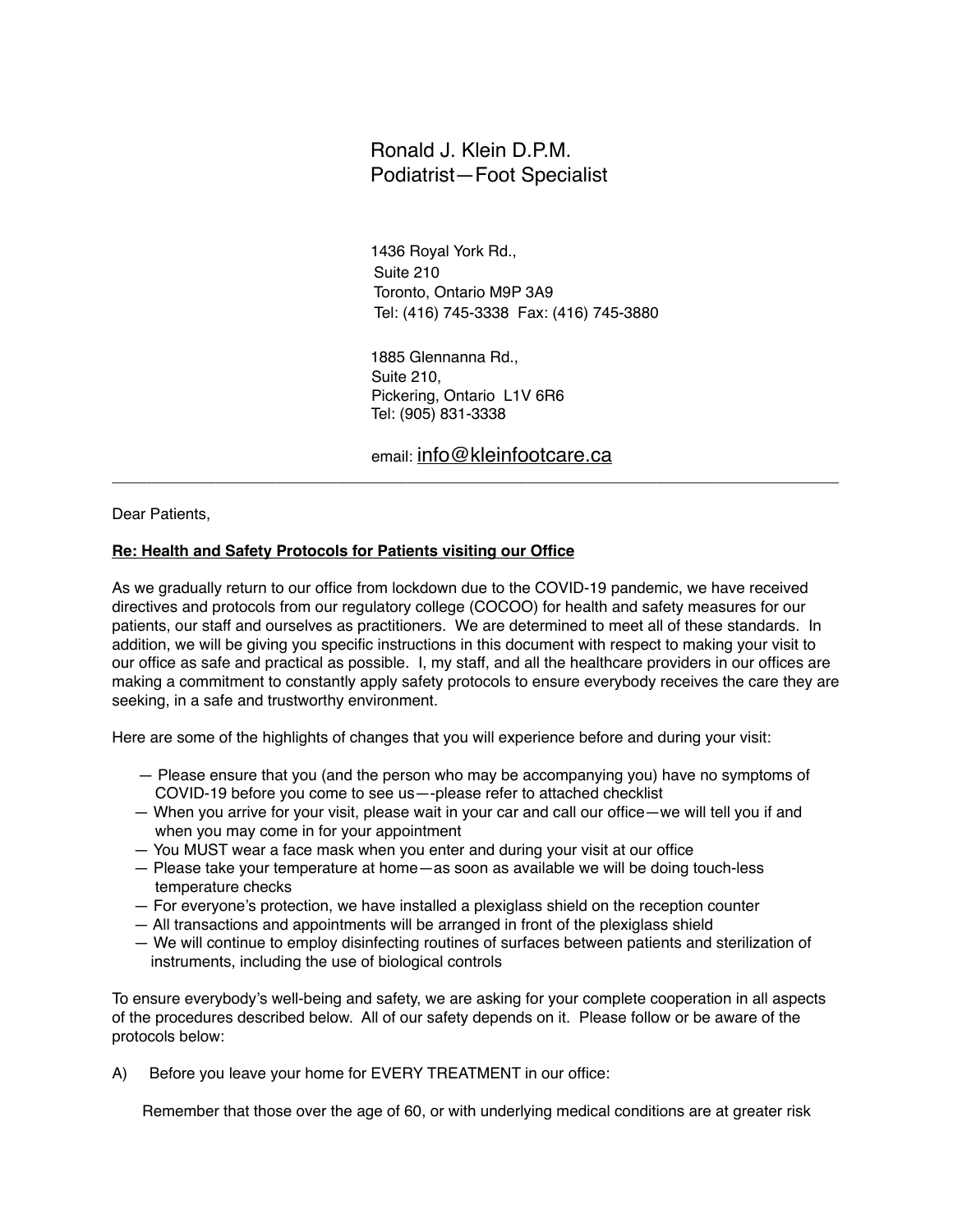Ronald J. Klein D.P.M.
Podiatrist—Foot Specialist

1436 Royal York Rd.,
Suite 210
Toronto, Ontario M9P 3A9
Tel: (416) 745-3338 Fax: (416) 745-3880

1885 Glennanna Rd.,
Suite 210,
Pickering, Ontario L1V 6R6
Tel: (905) 831-3338

email: info@kleinfootcare.ca

---

Dear Patients,

**Re: Health and Safety Protocols for Patients visiting our Office**

As we gradually return to our office from lockdown due to the COVID-19 pandemic, we have received directives and protocols from our regulatory college (COCOO) for health and safety measures for our patients, our staff and ourselves as practitioners. We are determined to meet all of these standards. In addition, we will be giving you specific instructions in this document with respect to making your visit to our office as safe and practical as possible. I, my staff, and all the healthcare providers in our offices are making a commitment to constantly apply safety protocols to ensure everybody receives the care they are seeking, in a safe and trustworthy environment.

Here are some of the highlights of changes that you will experience before and during your visit:

- Please ensure that you (and the person who may be accompanying you) have no symptoms of COVID-19 before you come to see us—-please refer to attached checklist
- When you arrive for your visit, please wait in your car and call our office—we will tell you if and when you may come in for your appointment
- You MUST wear a face mask when you enter and during your visit at our office
- Please take your temperature at home—as soon as available we will be doing touch-less temperature checks
- For everyone's protection, we have installed a plexiglass shield on the reception counter
- All transactions and appointments will be arranged in front of the plexiglass shield
- We will continue to employ disinfecting routines of surfaces between patients and sterilization of instruments, including the use of biological controls

To ensure everybody's well-being and safety, we are asking for your complete cooperation in all aspects of the procedures described below. All of our safety depends on it. Please follow or be aware of the protocols below:

A) Before you leave your home for EVERY TREATMENT in our office:

Remember that those over the age of 60, or with underlying medical conditions are at greater risk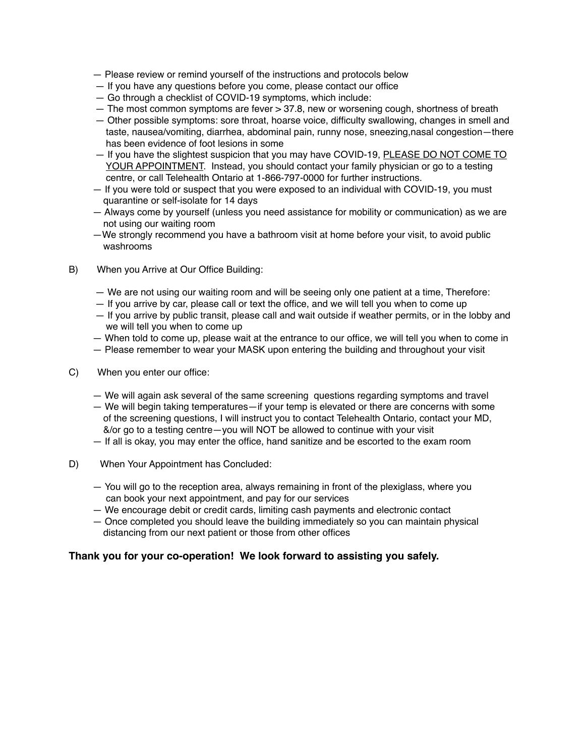- Please review or remind yourself of the instructions and protocols below
- If you have any questions before you come, please contact our office
- Go through a checklist of COVID-19 symptoms, which include:
- The most common symptoms are fever > 37.8, new or worsening cough, shortness of breath
- Other possible symptoms: sore throat, hoarse voice, difficulty swallowing, changes in smell and taste, nausea/vomiting, diarrhea, abdominal pain, runny nose, sneezing,nasal congestion—there has been evidence of foot lesions in some
- If you have the slightest suspicion that you may have COVID-19, <u>PLEASE DO NOT COME TO YOUR APPOINTMENT</u>. Instead, you should contact your family physician or go to a testing centre, or call Telehealth Ontario at 1-866-797-0000 for further instructions.
- If you were told or suspect that you were exposed to an individual with COVID-19, you must quarantine or self-isolate for 14 days
- Always come by yourself (unless you need assistance for mobility or communication) as we are not using our waiting room
- We strongly recommend you have a bathroom visit at home before your visit, to avoid public washrooms

B) When you Arrive at Our Office Building:

- We are not using our waiting room and will be seeing only one patient at a time, Therefore:
- If you arrive by car, please call or text the office, and we will tell you when to come up
- If you arrive by public transit, please call and wait outside if weather permits, or in the lobby and we will tell you when to come up
- When told to come up, please wait at the entrance to our office, we will tell you when to come in
- Please remember to wear your MASK upon entering the building and throughout your visit

C) When you enter our office:

- We will again ask several of the same screening questions regarding symptoms and travel
- We will begin taking temperatures—if your temp is elevated or there are concerns with some of the screening questions, I will instruct you to contact Telehealth Ontario, contact your MD, &/or go to a testing centre—you will NOT be allowed to continue with your visit
- If all is okay, you may enter the office, hand sanitize and be escorted to the exam room

D) When Your Appointment has Concluded:

- You will go to the reception area, always remaining in front of the plexiglass, where you can book your next appointment, and pay for our services
- We encourage debit or credit cards, limiting cash payments and electronic contact
- Once completed you should leave the building immediately so you can maintain physical distancing from our next patient or those from other offices

**Thank you for your co-operation! We look forward to assisting you safely.**